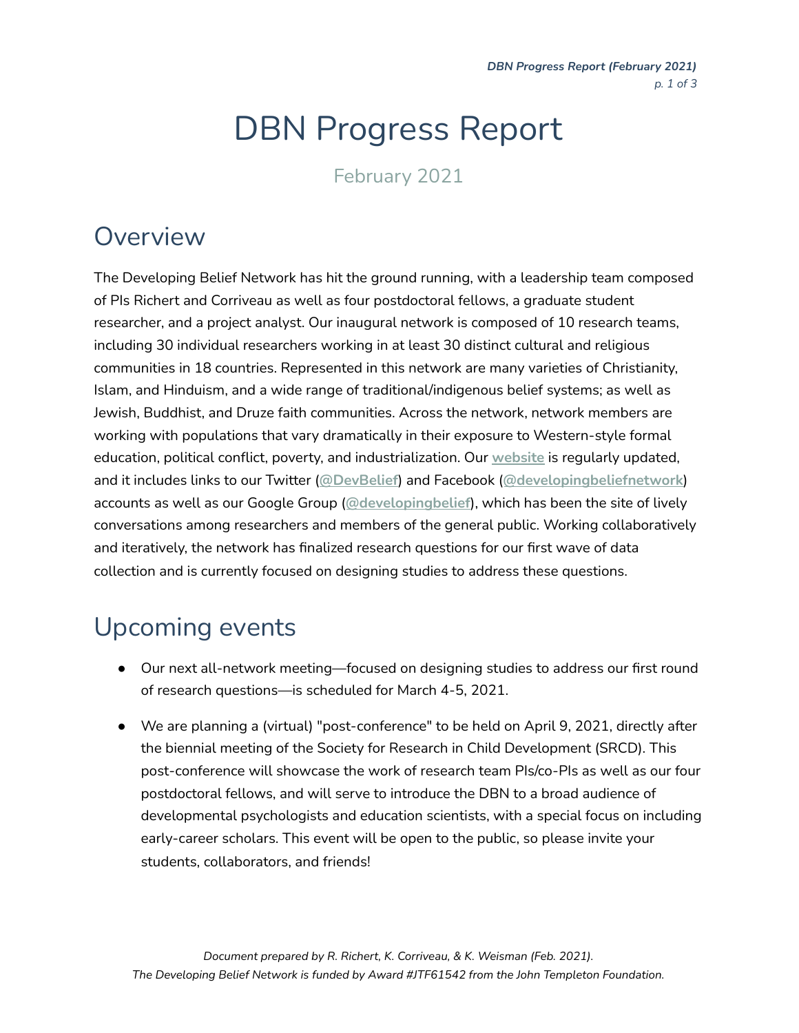# DBN Progress Report

February 2021

## Overview

The Developing Belief Network has hit the ground running, with a leadership team composed of PIs Richert and Corriveau as well as four postdoctoral fellows, a graduate student researcher, and a project analyst. Our inaugural network is composed of 10 research teams, including 30 individual researchers working in at least 30 distinct cultural and religious communities in 18 countries. Represented in this network are many varieties of Christianity, Islam, and Hinduism, and a wide range of traditional/indigenous belief systems; as well as Jewish, Buddhist, and Druze faith communities. Across the network, network members are working with populations that vary dramatically in their exposure to Western-style formal education, political conflict, poverty, and industrialization. Our **website** is regularly updated, and it includes links to our Twitter (**@DevBelief**) and Facebook (**@developingbeliefnetwork**) accounts as well as our Google Group (**@developingbelief**), which has been the site of lively conversations among researchers and members of the general public. Working collaboratively and iteratively, the network has finalized research questions for our first wave of data collection and is currently focused on designing studies to address these questions.

## Upcoming events

- Our next all-network meeting—focused on designing studies to address our first round of research questions—is scheduled for March 4-5, 2021.
- We are planning a (virtual) "post-conference" to be held on April 9, 2021, directly after the biennial meeting of the Society for Research in Child Development (SRCD). This post-conference will showcase the work of research team PIs/co-PIs as well as our four postdoctoral fellows, and will serve to introduce the DBN to a broad audience of developmental psychologists and education scientists, with a special focus on including early-career scholars. This event will be open to the public, so please invite your students, collaborators, and friends!

*Document prepared by R. Richert, K. Corriveau, & K. Weisman (Feb. 2021).*
*The Developing Belief Network is funded by Award #JTF61542 from the John Templeton Foundation.*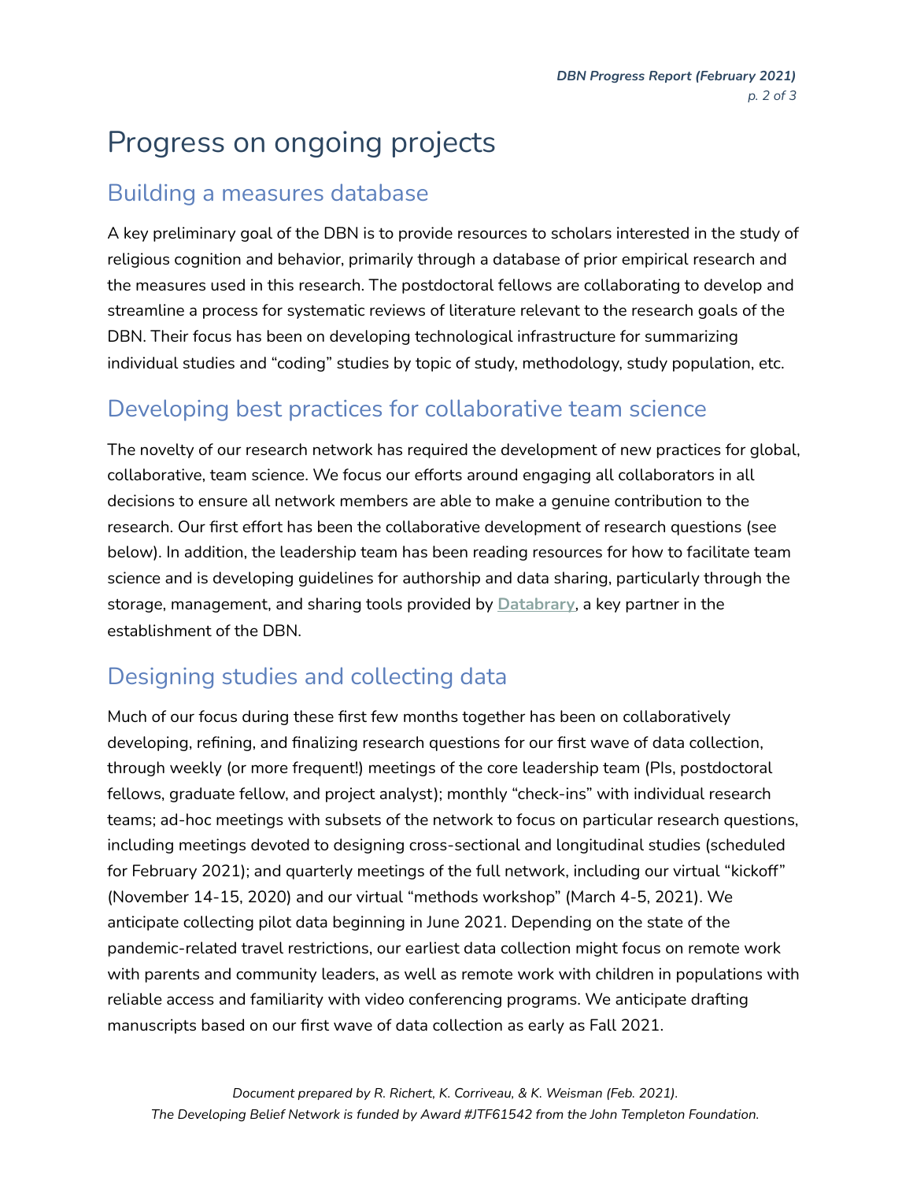# Progress on ongoing projects

## Building a measures database

A key preliminary goal of the DBN is to provide resources to scholars interested in the study of religious cognition and behavior, primarily through a database of prior empirical research and the measures used in this research. The postdoctoral fellows are collaborating to develop and streamline a process for systematic reviews of literature relevant to the research goals of the DBN. Their focus has been on developing technological infrastructure for summarizing individual studies and "coding" studies by topic of study, methodology, study population, etc.

## Developing best practices for collaborative team science

The novelty of our research network has required the development of new practices for global, collaborative, team science. We focus our efforts around engaging all collaborators in all decisions to ensure all network members are able to make a genuine contribution to the research. Our first effort has been the collaborative development of research questions (see below). In addition, the leadership team has been reading resources for how to facilitate team science and is developing guidelines for authorship and data sharing, particularly through the storage, management, and sharing tools provided by **Databrary**, a key partner in the establishment of the DBN.

## Designing studies and collecting data

Much of our focus during these first few months together has been on collaboratively developing, refining, and finalizing research questions for our first wave of data collection, through weekly (or more frequent!) meetings of the core leadership team (PIs, postdoctoral fellows, graduate fellow, and project analyst); monthly "check-ins" with individual research teams; ad-hoc meetings with subsets of the network to focus on particular research questions, including meetings devoted to designing cross-sectional and longitudinal studies (scheduled for February 2021); and quarterly meetings of the full network, including our virtual "kickoff" (November 14-15, 2020) and our virtual "methods workshop" (March 4-5, 2021). We anticipate collecting pilot data beginning in June 2021. Depending on the state of the pandemic-related travel restrictions, our earliest data collection might focus on remote work with parents and community leaders, as well as remote work with children in populations with reliable access and familiarity with video conferencing programs. We anticipate drafting manuscripts based on our first wave of data collection as early as Fall 2021.

*Document prepared by R. Richert, K. Corriveau, & K. Weisman (Feb. 2021).*
*The Developing Belief Network is funded by Award #JTF61542 from the John Templeton Foundation.*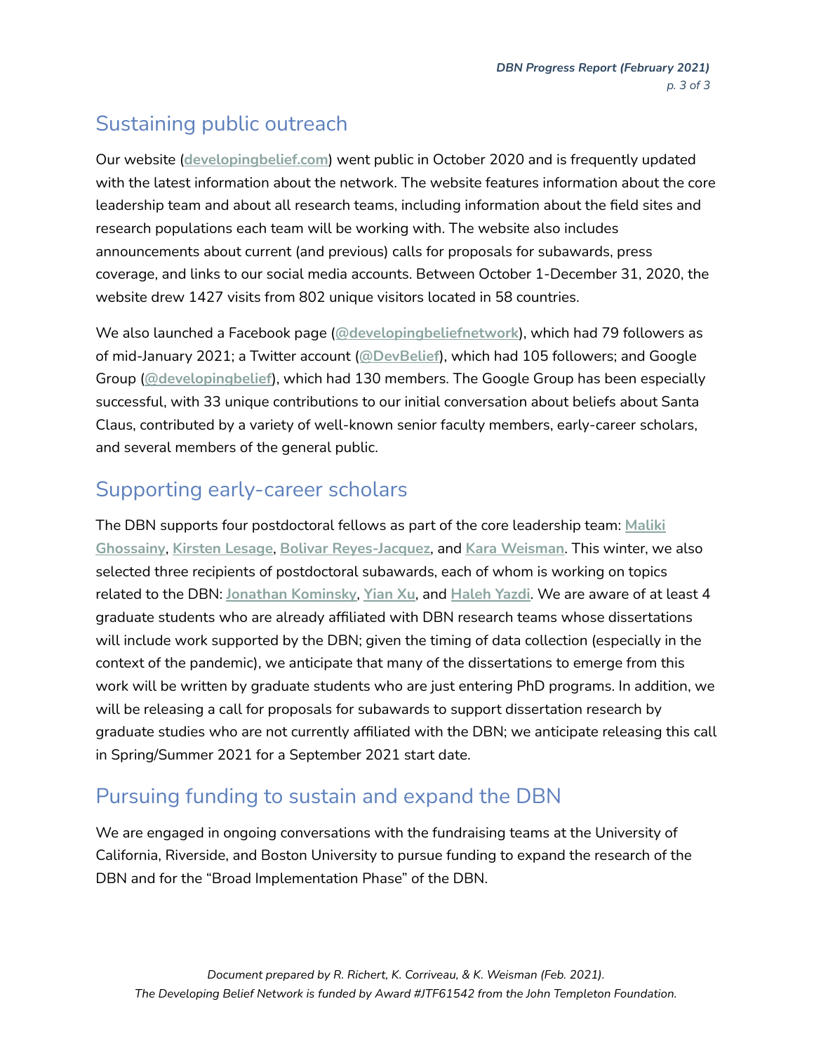## Sustaining public outreach

Our website (**developingbelief.com**) went public in October 2020 and is frequently updated with the latest information about the network. The website features information about the core leadership team and about all research teams, including information about the field sites and research populations each team will be working with. The website also includes announcements about current (and previous) calls for proposals for subawards, press coverage, and links to our social media accounts. Between October 1-December 31, 2020, the website drew 1427 visits from 802 unique visitors located in 58 countries.

We also launched a Facebook page (**@developingbeliefnetwork**), which had 79 followers as of mid-January 2021; a Twitter account (**@DevBelief**), which had 105 followers; and Google Group (**@developingbelief**), which had 130 members. The Google Group has been especially successful, with 33 unique contributions to our initial conversation about beliefs about Santa Claus, contributed by a variety of well-known senior faculty members, early-career scholars, and several members of the general public.

## Supporting early-career scholars

The DBN supports four postdoctoral fellows as part of the core leadership team: **Maliki Ghossainy**, **Kirsten Lesage**, **Bolivar Reyes-Jacquez**, and **Kara Weisman**. This winter, we also selected three recipients of postdoctoral subawards, each of whom is working on topics related to the DBN: **Jonathan Kominsky**, **Yian Xu**, and **Haleh Yazdi**. We are aware of at least 4 graduate students who are already affiliated with DBN research teams whose dissertations will include work supported by the DBN; given the timing of data collection (especially in the context of the pandemic), we anticipate that many of the dissertations to emerge from this work will be written by graduate students who are just entering PhD programs. In addition, we will be releasing a call for proposals for subawards to support dissertation research by graduate studies who are not currently affiliated with the DBN; we anticipate releasing this call in Spring/Summer 2021 for a September 2021 start date.

## Pursuing funding to sustain and expand the DBN

We are engaged in ongoing conversations with the fundraising teams at the University of California, Riverside, and Boston University to pursue funding to expand the research of the DBN and for the "Broad Implementation Phase" of the DBN.

*Document prepared by R. Richert, K. Corriveau, & K. Weisman (Feb. 2021).*
*The Developing Belief Network is funded by Award #JTF61542 from the John Templeton Foundation.*